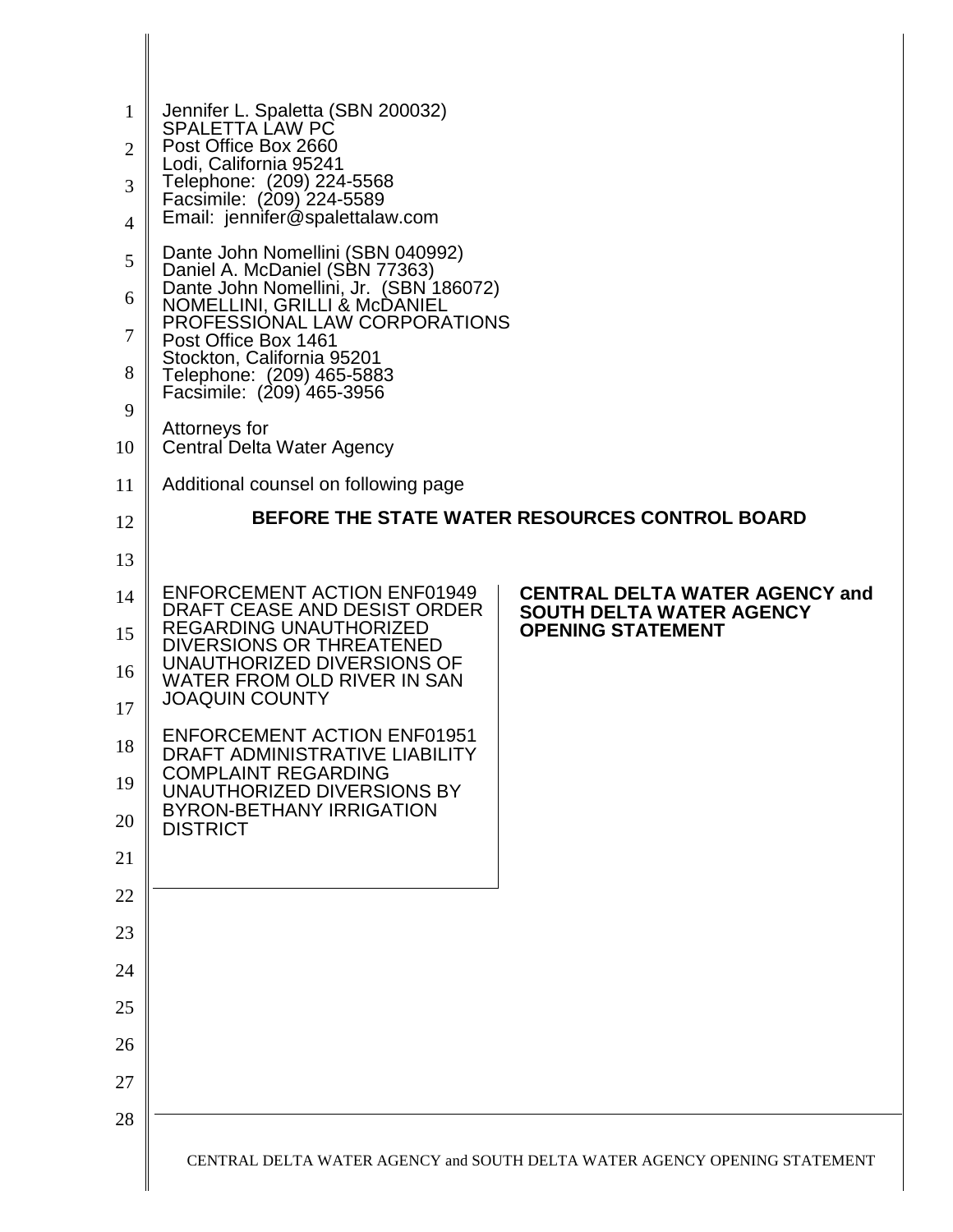Jennifer L. Spaletta (SBN 200032)
SPALETTA LAW PC
Post Office Box 2660
Lodi, California 95241
Telephone: (209) 224-5568
Facsimile: (209) 224-5589
Email: jennifer@spalettalaw.com

Dante John Nomellini (SBN 040992)
Daniel A. McDaniel (SBN 77363)
Dante John Nomellini, Jr. (SBN 186072)
NOMELLINI, GRILLI & McDANIEL
PROFESSIONAL LAW CORPORATIONS
Post Office Box 1461
Stockton, California 95201
Telephone: (209) 465-5883
Facsimile: (209) 465-3956

Attorneys for
Central Delta Water Agency

Additional counsel on following page

**BEFORE THE STATE WATER RESOURCES CONTROL BOARD**

ENFORCEMENT ACTION ENF01949
DRAFT CEASE AND DESIST ORDER
REGARDING UNAUTHORIZED
DIVERSIONS OR THREATENED
UNAUTHORIZED DIVERSIONS OF
WATER FROM OLD RIVER IN SAN
JOAQUIN COUNTY

ENFORCEMENT ACTION ENF01951
DRAFT ADMINISTRATIVE LIABILITY
COMPLAINT REGARDING
UNAUTHORIZED DIVERSIONS BY
BYRON-BETHANY IRRIGATION
DISTRICT

**CENTRAL DELTA WATER AGENCY and SOUTH DELTA WATER AGENCY OPENING STATEMENT**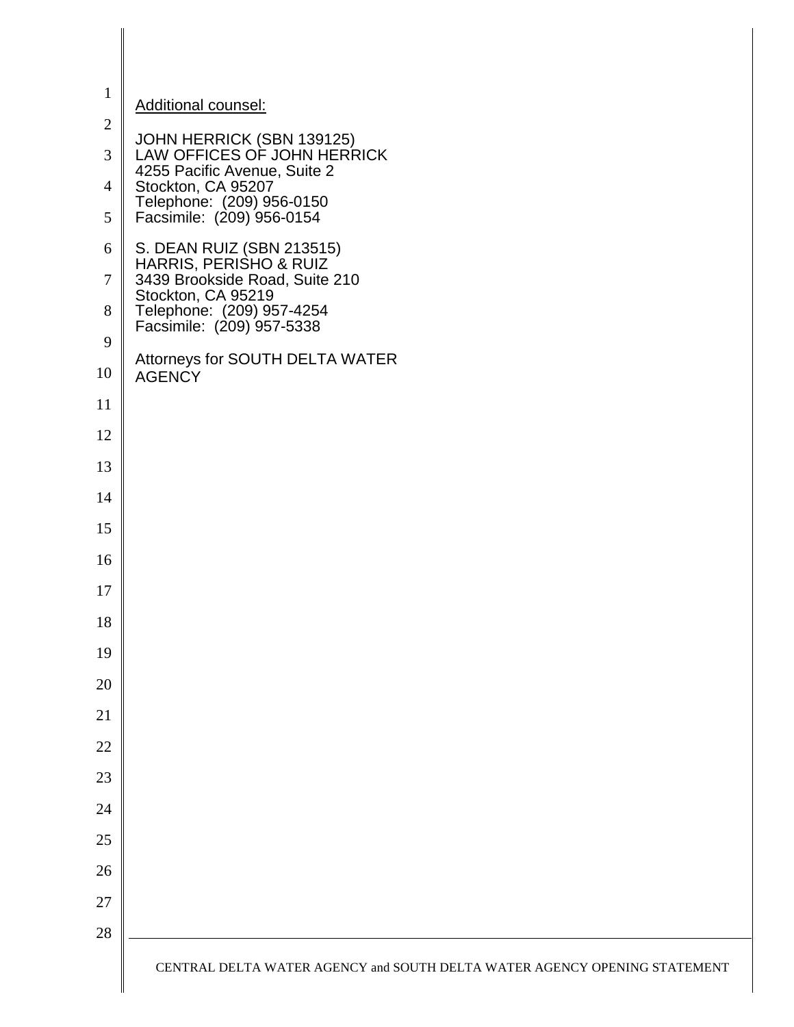<u>Additional counsel:</u>

JOHN HERRICK (SBN 139125)
LAW OFFICES OF JOHN HERRICK
4255 Pacific Avenue, Suite 2
Stockton, CA 95207
Telephone: (209) 956-0150
Facsimile: (209) 956-0154

S. DEAN RUIZ (SBN 213515)
HARRIS, PERISHO & RUIZ
3439 Brookside Road, Suite 210
Stockton, CA 95219
Telephone: (209) 957-4254
Facsimile: (209) 957-5338

Attorneys for SOUTH DELTA WATER AGENCY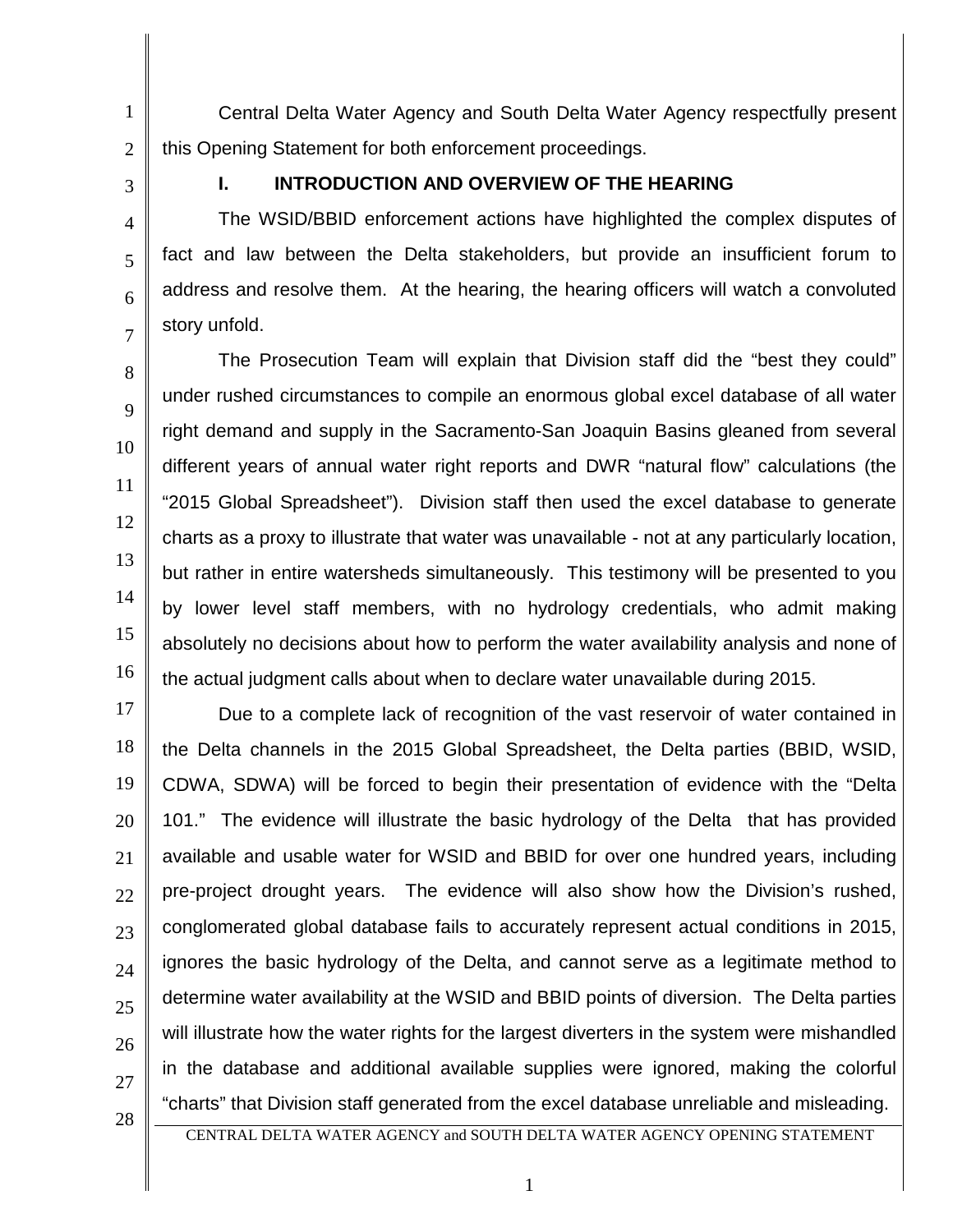Central Delta Water Agency and South Delta Water Agency respectfully present this Opening Statement for both enforcement proceedings.

## I. INTRODUCTION AND OVERVIEW OF THE HEARING

The WSID/BBID enforcement actions have highlighted the complex disputes of fact and law between the Delta stakeholders, but provide an insufficient forum to address and resolve them. At the hearing, the hearing officers will watch a convoluted story unfold.

The Prosecution Team will explain that Division staff did the "best they could" under rushed circumstances to compile an enormous global excel database of all water right demand and supply in the Sacramento-San Joaquin Basins gleaned from several different years of annual water right reports and DWR "natural flow" calculations (the "2015 Global Spreadsheet"). Division staff then used the excel database to generate charts as a proxy to illustrate that water was unavailable - not at any particularly location, but rather in entire watersheds simultaneously. This testimony will be presented to you by lower level staff members, with no hydrology credentials, who admit making absolutely no decisions about how to perform the water availability analysis and none of the actual judgment calls about when to declare water unavailable during 2015.

Due to a complete lack of recognition of the vast reservoir of water contained in the Delta channels in the 2015 Global Spreadsheet, the Delta parties (BBID, WSID, CDWA, SDWA) will be forced to begin their presentation of evidence with the "Delta 101." The evidence will illustrate the basic hydrology of the Delta that has provided available and usable water for WSID and BBID for over one hundred years, including pre-project drought years. The evidence will also show how the Division's rushed, conglomerated global database fails to accurately represent actual conditions in 2015, ignores the basic hydrology of the Delta, and cannot serve as a legitimate method to determine water availability at the WSID and BBID points of diversion. The Delta parties will illustrate how the water rights for the largest diverters in the system were mishandled in the database and additional available supplies were ignored, making the colorful "charts" that Division staff generated from the excel database unreliable and misleading.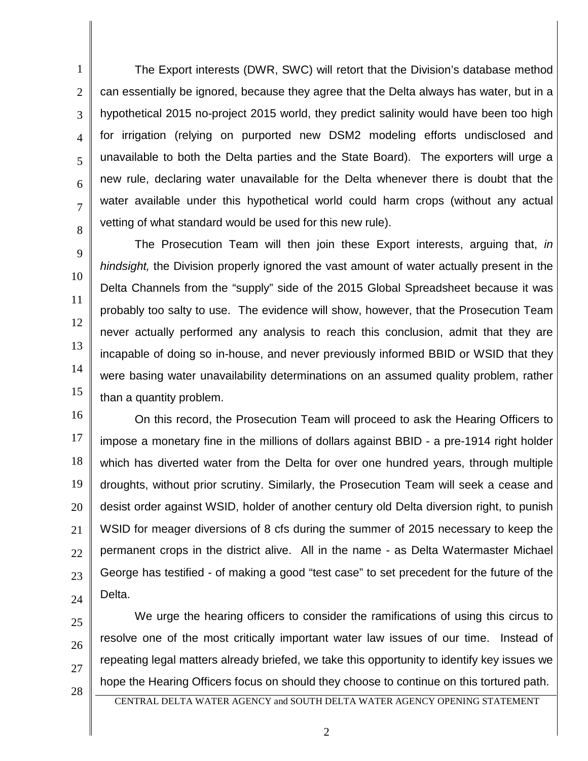The Export interests (DWR, SWC) will retort that the Division's database method can essentially be ignored, because they agree that the Delta always has water, but in a hypothetical 2015 no-project 2015 world, they predict salinity would have been too high for irrigation (relying on purported new DSM2 modeling efforts undisclosed and unavailable to both the Delta parties and the State Board). The exporters will urge a new rule, declaring water unavailable for the Delta whenever there is doubt that the water available under this hypothetical world could harm crops (without any actual vetting of what standard would be used for this new rule).

The Prosecution Team will then join these Export interests, arguing that, *in hindsight,* the Division properly ignored the vast amount of water actually present in the Delta Channels from the "supply" side of the 2015 Global Spreadsheet because it was probably too salty to use. The evidence will show, however, that the Prosecution Team never actually performed any analysis to reach this conclusion, admit that they are incapable of doing so in-house, and never previously informed BBID or WSID that they were basing water unavailability determinations on an assumed quality problem, rather than a quantity problem.

On this record, the Prosecution Team will proceed to ask the Hearing Officers to impose a monetary fine in the millions of dollars against BBID - a pre-1914 right holder which has diverted water from the Delta for over one hundred years, through multiple droughts, without prior scrutiny. Similarly, the Prosecution Team will seek a cease and desist order against WSID, holder of another century old Delta diversion right, to punish WSID for meager diversions of 8 cfs during the summer of 2015 necessary to keep the permanent crops in the district alive. All in the name - as Delta Watermaster Michael George has testified - of making a good "test case" to set precedent for the future of the Delta.

We urge the hearing officers to consider the ramifications of using this circus to resolve one of the most critically important water law issues of our time. Instead of repeating legal matters already briefed, we take this opportunity to identify key issues we hope the Hearing Officers focus on should they choose to continue on this tortured path.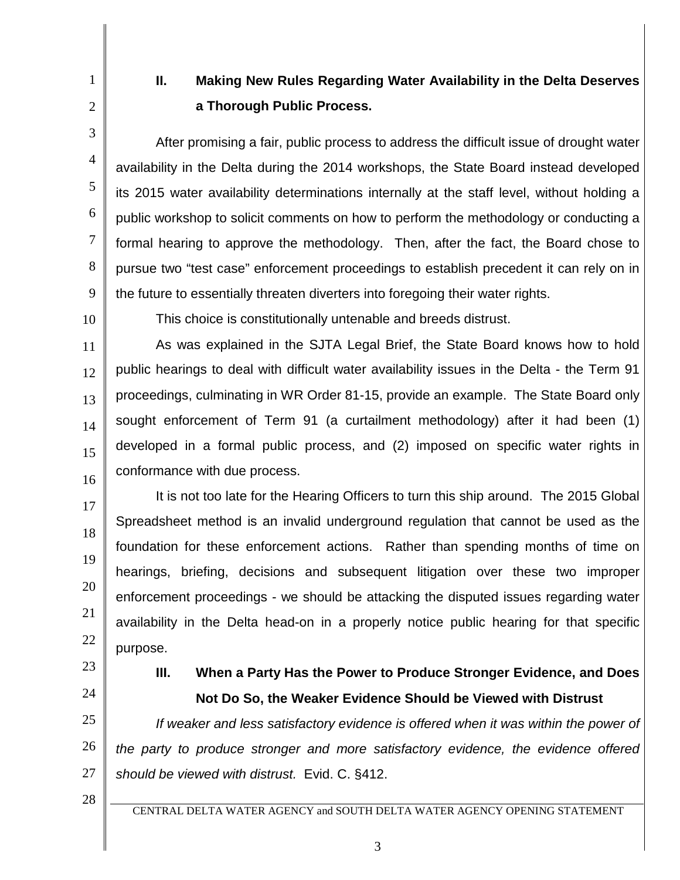## II. Making New Rules Regarding Water Availability in the Delta Deserves a Thorough Public Process.

After promising a fair, public process to address the difficult issue of drought water availability in the Delta during the 2014 workshops, the State Board instead developed its 2015 water availability determinations internally at the staff level, without holding a public workshop to solicit comments on how to perform the methodology or conducting a formal hearing to approve the methodology. Then, after the fact, the Board chose to pursue two "test case" enforcement proceedings to establish precedent it can rely on in the future to essentially threaten diverters into foregoing their water rights.

This choice is constitutionally untenable and breeds distrust.

As was explained in the SJTA Legal Brief, the State Board knows how to hold public hearings to deal with difficult water availability issues in the Delta - the Term 91 proceedings, culminating in WR Order 81-15, provide an example. The State Board only sought enforcement of Term 91 (a curtailment methodology) after it had been (1) developed in a formal public process, and (2) imposed on specific water rights in conformance with due process.

It is not too late for the Hearing Officers to turn this ship around. The 2015 Global Spreadsheet method is an invalid underground regulation that cannot be used as the foundation for these enforcement actions. Rather than spending months of time on hearings, briefing, decisions and subsequent litigation over these two improper enforcement proceedings - we should be attacking the disputed issues regarding water availability in the Delta head-on in a properly notice public hearing for that specific purpose.

## III. When a Party Has the Power to Produce Stronger Evidence, and Does Not Do So, the Weaker Evidence Should be Viewed with Distrust

*If weaker and less satisfactory evidence is offered when it was within the power of the party to produce stronger and more satisfactory evidence, the evidence offered should be viewed with distrust.* Evid. C. §412.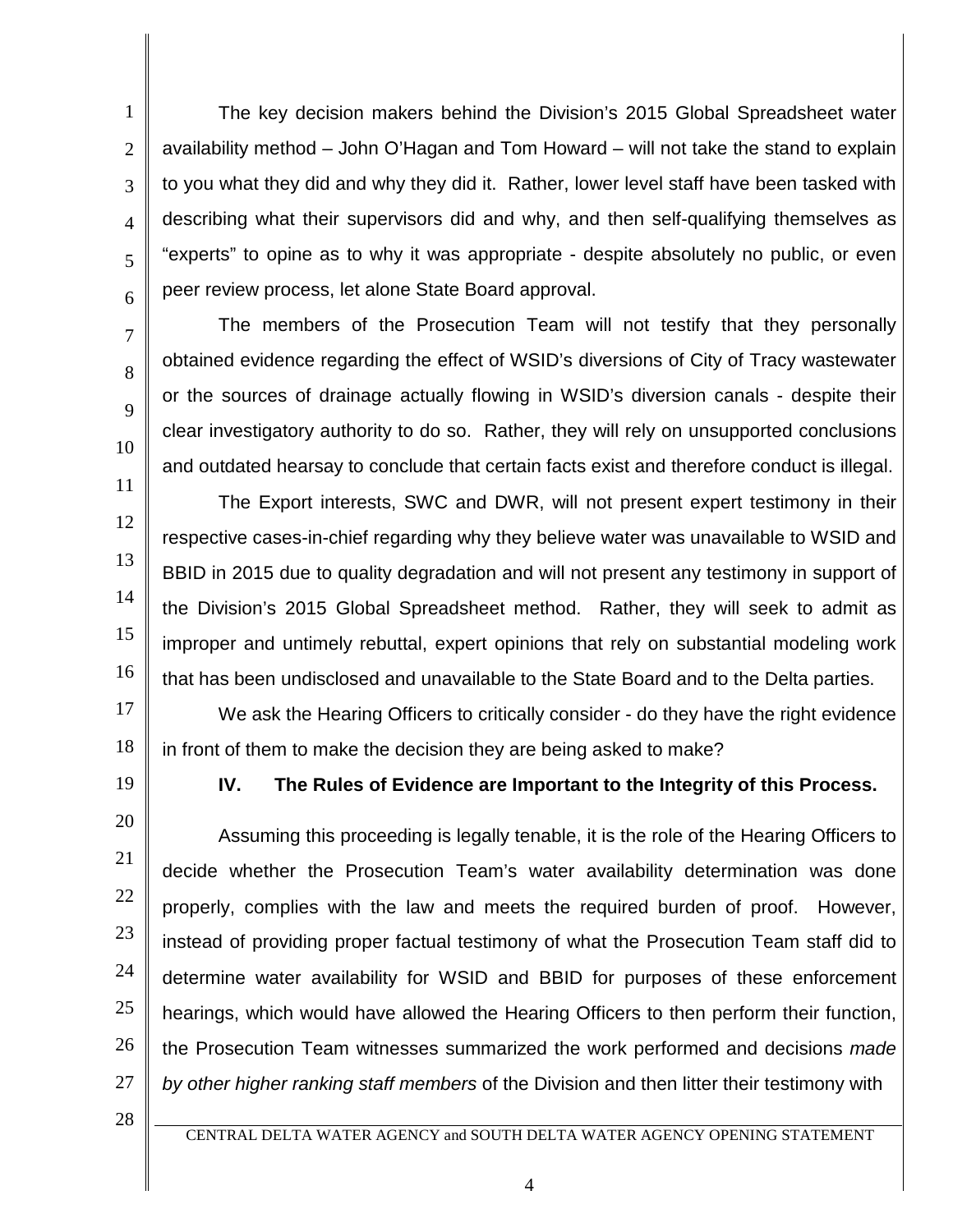The key decision makers behind the Division's 2015 Global Spreadsheet water availability method – John O'Hagan and Tom Howard – will not take the stand to explain to you what they did and why they did it. Rather, lower level staff have been tasked with describing what their supervisors did and why, and then self-qualifying themselves as "experts" to opine as to why it was appropriate - despite absolutely no public, or even peer review process, let alone State Board approval.

The members of the Prosecution Team will not testify that they personally obtained evidence regarding the effect of WSID's diversions of City of Tracy wastewater or the sources of drainage actually flowing in WSID's diversion canals - despite their clear investigatory authority to do so. Rather, they will rely on unsupported conclusions and outdated hearsay to conclude that certain facts exist and therefore conduct is illegal.

The Export interests, SWC and DWR, will not present expert testimony in their respective cases-in-chief regarding why they believe water was unavailable to WSID and BBID in 2015 due to quality degradation and will not present any testimony in support of the Division's 2015 Global Spreadsheet method. Rather, they will seek to admit as improper and untimely rebuttal, expert opinions that rely on substantial modeling work that has been undisclosed and unavailable to the State Board and to the Delta parties.

We ask the Hearing Officers to critically consider - do they have the right evidence in front of them to make the decision they are being asked to make?

## IV. The Rules of Evidence are Important to the Integrity of this Process.

Assuming this proceeding is legally tenable, it is the role of the Hearing Officers to decide whether the Prosecution Team's water availability determination was done properly, complies with the law and meets the required burden of proof. However, instead of providing proper factual testimony of what the Prosecution Team staff did to determine water availability for WSID and BBID for purposes of these enforcement hearings, which would have allowed the Hearing Officers to then perform their function, the Prosecution Team witnesses summarized the work performed and decisions *made by other higher ranking staff members* of the Division and then litter their testimony with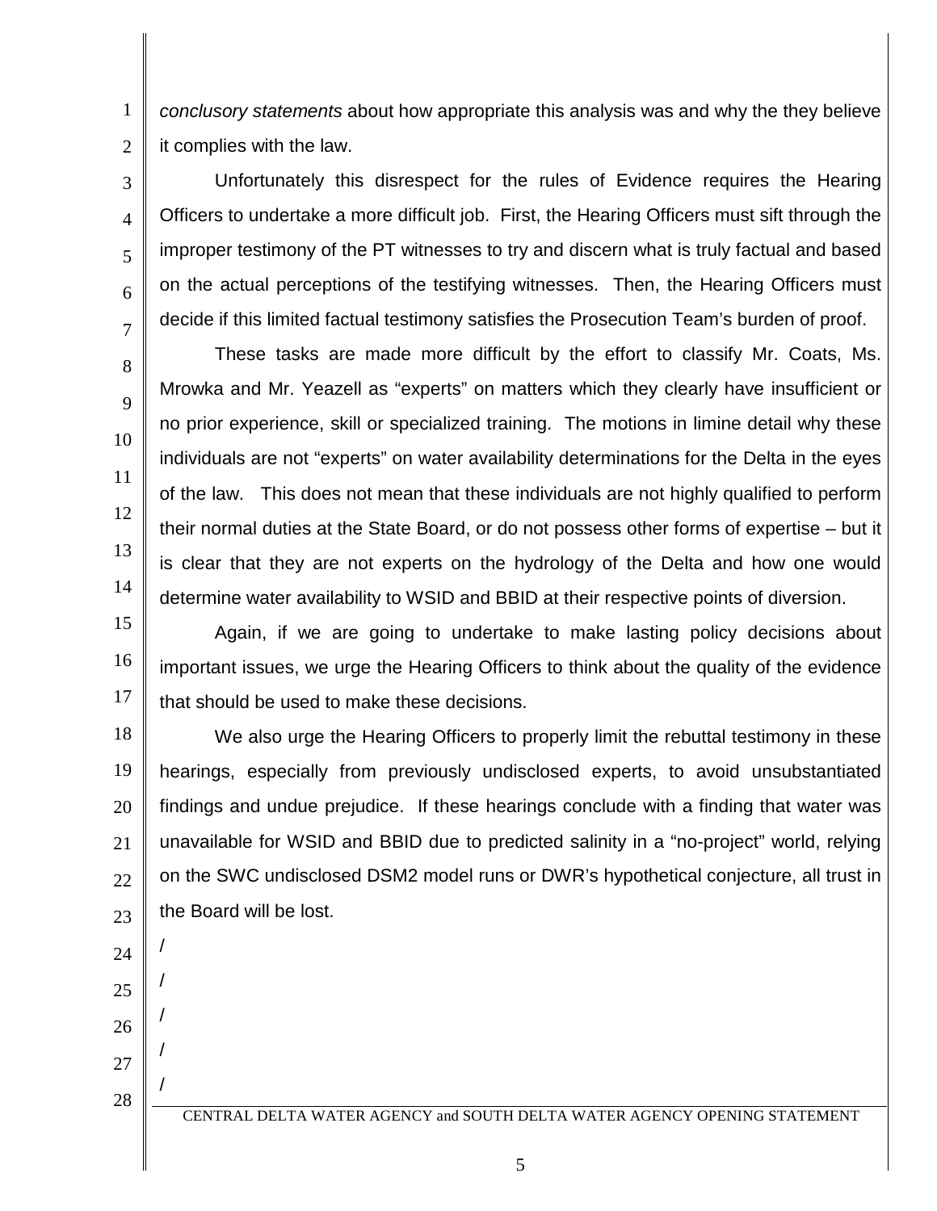*conclusory statements* about how appropriate this analysis was and why the they believe it complies with the law.

Unfortunately this disrespect for the rules of Evidence requires the Hearing Officers to undertake a more difficult job. First, the Hearing Officers must sift through the improper testimony of the PT witnesses to try and discern what is truly factual and based on the actual perceptions of the testifying witnesses. Then, the Hearing Officers must decide if this limited factual testimony satisfies the Prosecution Team's burden of proof.

These tasks are made more difficult by the effort to classify Mr. Coats, Ms. Mrowka and Mr. Yeazell as "experts" on matters which they clearly have insufficient or no prior experience, skill or specialized training. The motions in limine detail why these individuals are not "experts" on water availability determinations for the Delta in the eyes of the law. This does not mean that these individuals are not highly qualified to perform their normal duties at the State Board, or do not possess other forms of expertise – but it is clear that they are not experts on the hydrology of the Delta and how one would determine water availability to WSID and BBID at their respective points of diversion.

Again, if we are going to undertake to make lasting policy decisions about important issues, we urge the Hearing Officers to think about the quality of the evidence that should be used to make these decisions.

We also urge the Hearing Officers to properly limit the rebuttal testimony in these hearings, especially from previously undisclosed experts, to avoid unsubstantiated findings and undue prejudice. If these hearings conclude with a finding that water was unavailable for WSID and BBID due to predicted salinity in a "no-project" world, relying on the SWC undisclosed DSM2 model runs or DWR's hypothetical conjecture, all trust in the Board will be lost.

/

/

/

/

/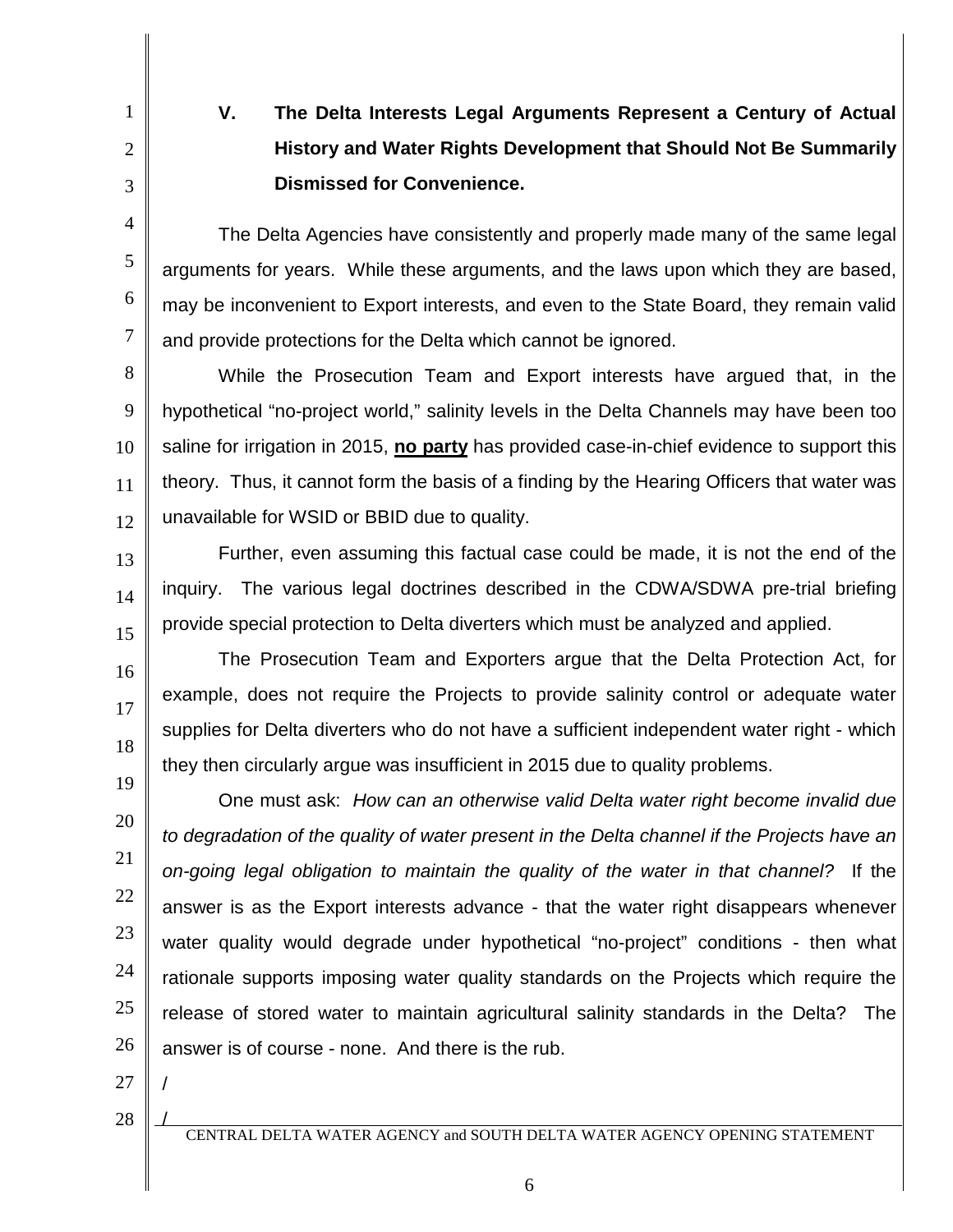## V. The Delta Interests Legal Arguments Represent a Century of Actual History and Water Rights Development that Should Not Be Summarily Dismissed for Convenience.

The Delta Agencies have consistently and properly made many of the same legal arguments for years. While these arguments, and the laws upon which they are based, may be inconvenient to Export interests, and even to the State Board, they remain valid and provide protections for the Delta which cannot be ignored.

While the Prosecution Team and Export interests have argued that, in the hypothetical "no-project world," salinity levels in the Delta Channels may have been too saline for irrigation in 2015, **no party** has provided case-in-chief evidence to support this theory. Thus, it cannot form the basis of a finding by the Hearing Officers that water was unavailable for WSID or BBID due to quality.

Further, even assuming this factual case could be made, it is not the end of the inquiry. The various legal doctrines described in the CDWA/SDWA pre-trial briefing provide special protection to Delta diverters which must be analyzed and applied.

The Prosecution Team and Exporters argue that the Delta Protection Act, for example, does not require the Projects to provide salinity control or adequate water supplies for Delta diverters who do not have a sufficient independent water right - which they then circularly argue was insufficient in 2015 due to quality problems.

One must ask: *How can an otherwise valid Delta water right become invalid due to degradation of the quality of water present in the Delta channel if the Projects have an on-going legal obligation to maintain the quality of the water in that channel?* If the answer is as the Export interests advance - that the water right disappears whenever water quality would degrade under hypothetical "no-project" conditions - then what rationale supports imposing water quality standards on the Projects which require the release of stored water to maintain agricultural salinity standards in the Delta? The answer is of course - none. And there is the rub.

/

/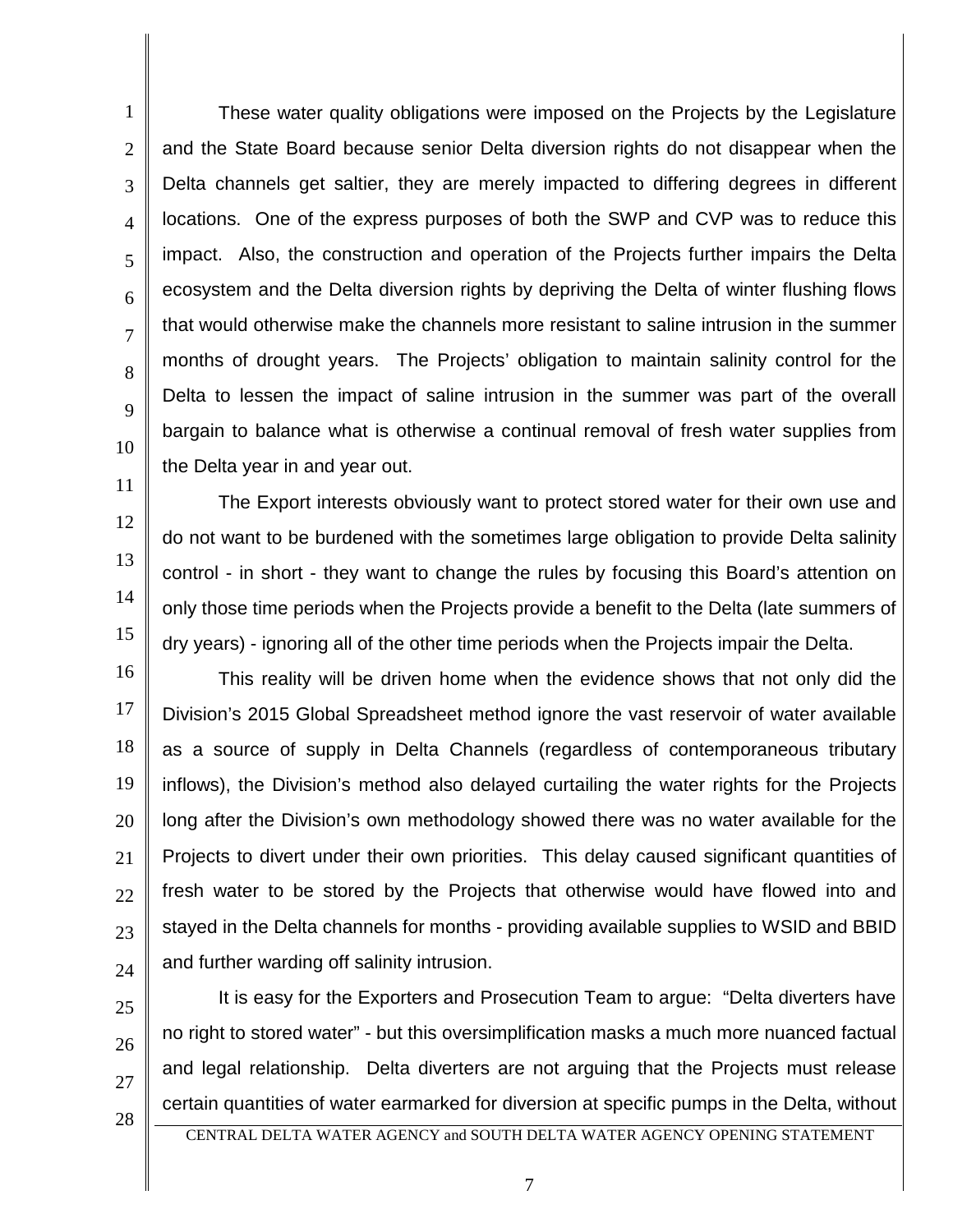These water quality obligations were imposed on the Projects by the Legislature and the State Board because senior Delta diversion rights do not disappear when the Delta channels get saltier, they are merely impacted to differing degrees in different locations. One of the express purposes of both the SWP and CVP was to reduce this impact. Also, the construction and operation of the Projects further impairs the Delta ecosystem and the Delta diversion rights by depriving the Delta of winter flushing flows that would otherwise make the channels more resistant to saline intrusion in the summer months of drought years. The Projects' obligation to maintain salinity control for the Delta to lessen the impact of saline intrusion in the summer was part of the overall bargain to balance what is otherwise a continual removal of fresh water supplies from the Delta year in and year out.

The Export interests obviously want to protect stored water for their own use and do not want to be burdened with the sometimes large obligation to provide Delta salinity control - in short - they want to change the rules by focusing this Board's attention on only those time periods when the Projects provide a benefit to the Delta (late summers of dry years) - ignoring all of the other time periods when the Projects impair the Delta.

This reality will be driven home when the evidence shows that not only did the Division's 2015 Global Spreadsheet method ignore the vast reservoir of water available as a source of supply in Delta Channels (regardless of contemporaneous tributary inflows), the Division's method also delayed curtailing the water rights for the Projects long after the Division's own methodology showed there was no water available for the Projects to divert under their own priorities. This delay caused significant quantities of fresh water to be stored by the Projects that otherwise would have flowed into and stayed in the Delta channels for months - providing available supplies to WSID and BBID and further warding off salinity intrusion.

It is easy for the Exporters and Prosecution Team to argue: "Delta diverters have no right to stored water" - but this oversimplification masks a much more nuanced factual and legal relationship. Delta diverters are not arguing that the Projects must release certain quantities of water earmarked for diversion at specific pumps in the Delta, without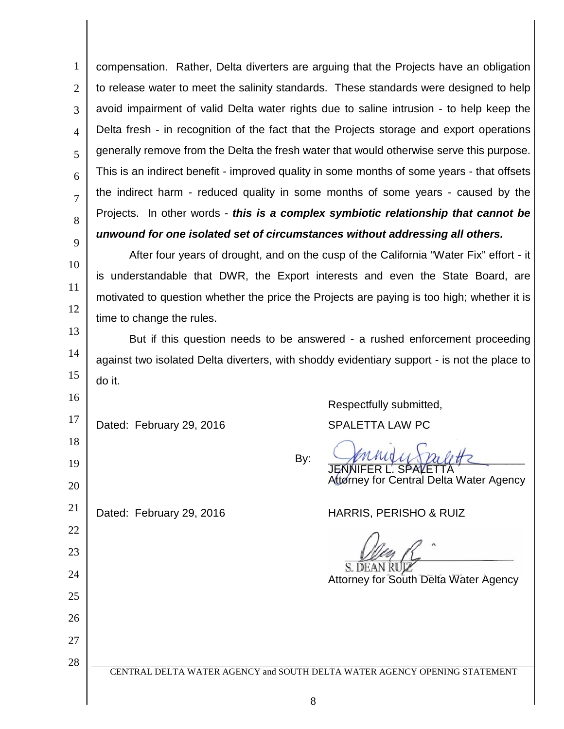compensation. Rather, Delta diverters are arguing that the Projects have an obligation to release water to meet the salinity standards. These standards were designed to help avoid impairment of valid Delta water rights due to saline intrusion - to help keep the Delta fresh - in recognition of the fact that the Projects storage and export operations generally remove from the Delta the fresh water that would otherwise serve this purpose. This is an indirect benefit - improved quality in some months of some years - that offsets the indirect harm - reduced quality in some months of some years - caused by the Projects. In other words - ***this is a complex symbiotic relationship that cannot be unwound for one isolated set of circumstances without addressing all others.***

After four years of drought, and on the cusp of the California "Water Fix" effort - it is understandable that DWR, the Export interests and even the State Board, are motivated to question whether the price the Projects are paying is too high; whether it is time to change the rules.

But if this question needs to be answered - a rushed enforcement proceeding against two isolated Delta diverters, with shoddy evidentiary support - is not the place to do it.

Respectfully submitted,

Dated: February 29, 2016

SPALETTA LAW PC

By: ______________________

JENNIFER L. SPALETTA
Attorney for Central Delta Water Agency

Dated: February 29, 2016

HARRIS, PERISHO & RUIZ

______________________

S. DEAN RUIZ
Attorney for South Delta Water Agency

CENTRAL DELTA WATER AGENCY and SOUTH DELTA WATER AGENCY OPENING STATEMENT